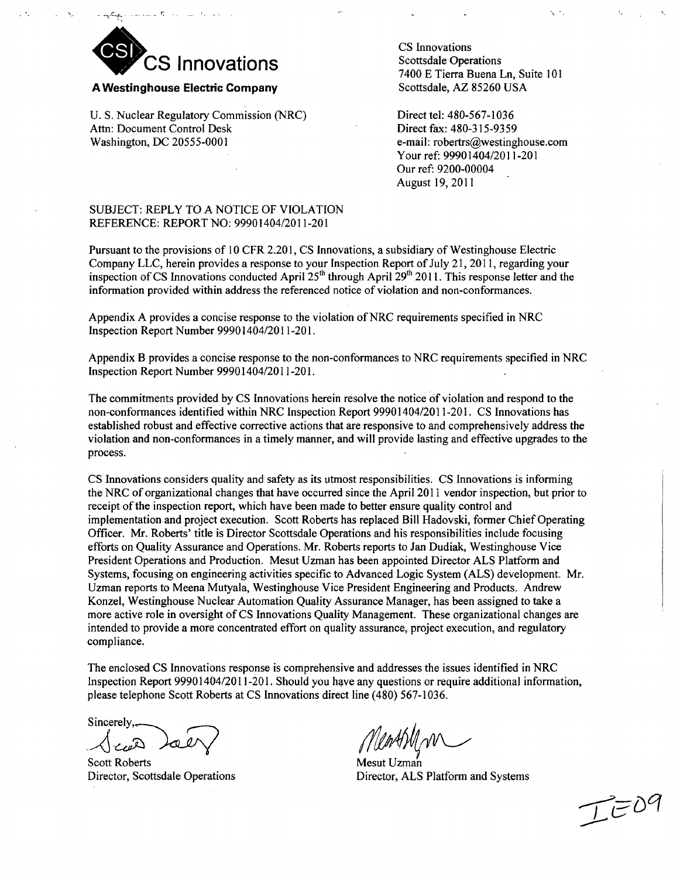**CS Innovations**

**A Westinghouse Electric Company**

CS Innovations
Scottsdale Operations
7400 E Tierra Buena Ln, Suite 101
Scottsdale, AZ 85260 USA

U. S. Nuclear Regulatory Commission (NRC)
Attn: Document Control Desk
Washington, DC 20555-0001

Direct tel: 480-567-1036
Direct fax: 480-315-9359
e-mail: robertrs@westinghouse.com
Your ref: 99901404/2011-201
Our ref: 9200-00004
August 19, 2011

SUBJECT: REPLY TO A NOTICE OF VIOLATION
REFERENCE: REPORT NO: 99901404/2011-201

Pursuant to the provisions of 10 CFR 2.201, CS Innovations, a subsidiary of Westinghouse Electric Company LLC, herein provides a response to your Inspection Report of July 21, 2011, regarding your inspection of CS Innovations conducted April 25th through April 29th 2011. This response letter and the information provided within address the referenced notice of violation and non-conformances.

Appendix A provides a concise response to the violation of NRC requirements specified in NRC Inspection Report Number 99901404/2011-201.

Appendix B provides a concise response to the non-conformances to NRC requirements specified in NRC Inspection Report Number 99901404/2011-201.

The commitments provided by CS Innovations herein resolve the notice of violation and respond to the non-conformances identified within NRC Inspection Report 99901404/2011-201. CS Innovations has established robust and effective corrective actions that are responsive to and comprehensively address the violation and non-conformances in a timely manner, and will provide lasting and effective upgrades to the process.

CS Innovations considers quality and safety as its utmost responsibilities. CS Innovations is informing the NRC of organizational changes that have occurred since the April 2011 vendor inspection, but prior to receipt of the inspection report, which have been made to better ensure quality control and implementation and project execution. Scott Roberts has replaced Bill Hadovski, former Chief Operating Officer. Mr. Roberts' title is Director Scottsdale Operations and his responsibilities include focusing efforts on Quality Assurance and Operations. Mr. Roberts reports to Jan Dudiak, Westinghouse Vice President Operations and Production. Mesut Uzman has been appointed Director ALS Platform and Systems, focusing on engineering activities specific to Advanced Logic System (ALS) development. Mr. Uzman reports to Meena Mutyala, Westinghouse Vice President Engineering and Products. Andrew Konzel, Westinghouse Nuclear Automation Quality Assurance Manager, has been assigned to take a more active role in oversight of CS Innovations Quality Management. These organizational changes are intended to provide a more concentrated effort on quality assurance, project execution, and regulatory compliance.

The enclosed CS Innovations response is comprehensive and addresses the issues identified in NRC Inspection Report 99901404/2011-201. Should you have any questions or require additional information, please telephone Scott Roberts at CS Innovations direct line (480) 567-1036.

Sincerely,

Scott Roberts
Director, Scottsdale Operations

Mesut Uzman
Director, ALS Platform and Systems

IE09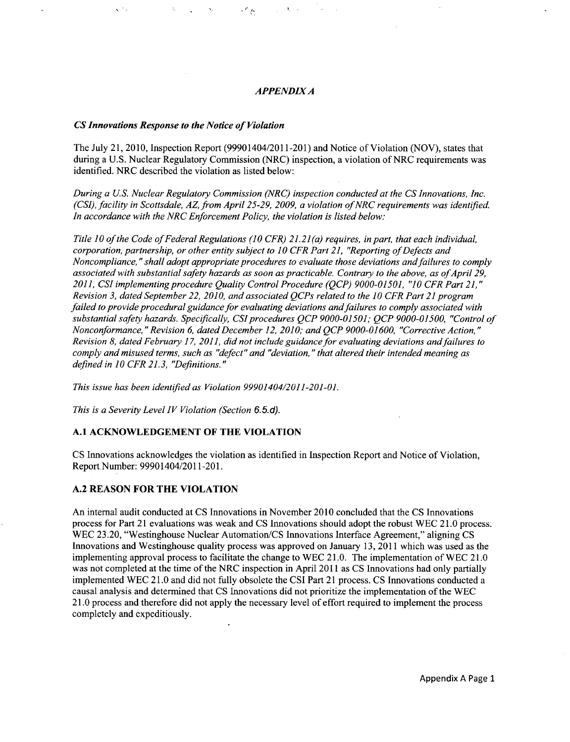## *APPENDIX A*

### *CS Innovations Response to the Notice of Violation*

The July 21, 2010, Inspection Report (99901404/2011-201) and Notice of Violation (NOV), states that during a U.S. Nuclear Regulatory Commission (NRC) inspection, a violation of NRC requirements was identified. NRC described the violation as listed below:

*During a U.S. Nuclear Regulatory Commission (NRC) inspection conducted at the CS Innovations, Inc. (CSI), facility in Scottsdale, AZ, from April 25-29, 2009, a violation of NRC requirements was identified. In accordance with the NRC Enforcement Policy, the violation is listed below:*

*Title 10 of the Code of Federal Regulations (10 CFR) 21.21(a) requires, in part, that each individual, corporation, partnership, or other entity subject to 10 CFR Part 21, "Reporting of Defects and Noncompliance," shall adopt appropriate procedures to evaluate those deviations and failures to comply associated with substantial safety hazards as soon as practicable. Contrary to the above, as of April 29, 2011, CSI implementing procedure Quality Control Procedure (QCP) 9000-01501, "10 CFR Part 21," Revision 3, dated September 22, 2010, and associated QCPs related to the 10 CFR Part 21 program failed to provide procedural guidance for evaluating deviations and failures to comply associated with substantial safety hazards. Specifically, CSI procedures QCP 9000-01501; QCP 9000-01500, "Control of Nonconformance," Revision 6, dated December 12, 2010; and QCP 9000-01600, "Corrective Action," Revision 8, dated February 17, 2011, did not include guidance for evaluating deviations and failures to comply and misused terms, such as "defect" and "deviation," that altered their intended meaning as defined in 10 CFR 21.3, "Definitions."*

*This issue has been identified as Violation 99901404/2011-201-01.*

*This is a Severity Level IV Violation (Section 6.5.d).*

### A.1 ACKNOWLEDGEMENT OF THE VIOLATION

CS Innovations acknowledges the violation as identified in Inspection Report and Notice of Violation, Report Number: 99901404/2011-201.

### A.2 REASON FOR THE VIOLATION

An internal audit conducted at CS Innovations in November 2010 concluded that the CS Innovations process for Part 21 evaluations was weak and CS Innovations should adopt the robust WEC 21.0 process. WEC 23.20, "Westinghouse Nuclear Automation/CS Innovations Interface Agreement," aligning CS Innovations and Westinghouse quality process was approved on January 13, 2011 which was used as the implementing approval process to facilitate the change to WEC 21.0. The implementation of WEC 21.0 was not completed at the time of the NRC inspection in April 2011 as CS Innovations had only partially implemented WEC 21.0 and did not fully obsolete the CSI Part 21 process. CS Innovations conducted a causal analysis and determined that CS Innovations did not prioritize the implementation of the WEC 21.0 process and therefore did not apply the necessary level of effort required to implement the process completely and expeditiously.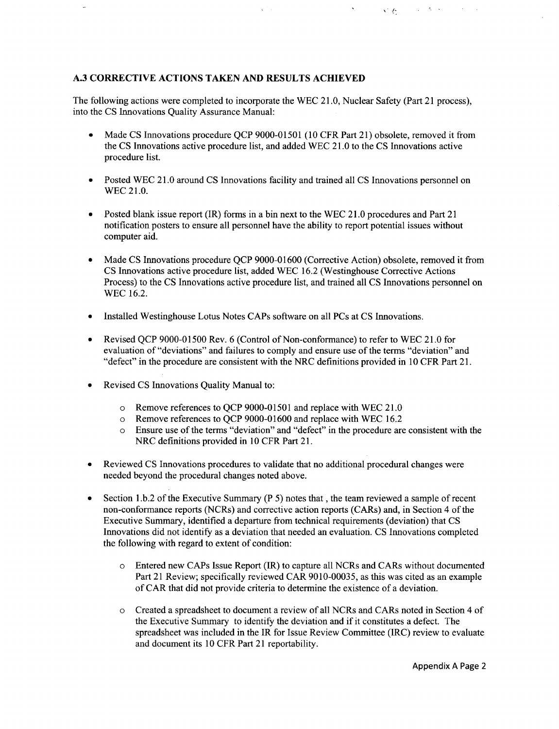### A.3 CORRECTIVE ACTIONS TAKEN AND RESULTS ACHIEVED

The following actions were completed to incorporate the WEC 21.0, Nuclear Safety (Part 21 process), into the CS Innovations Quality Assurance Manual:

- Made CS Innovations procedure QCP 9000-01501 (10 CFR Part 21) obsolete, removed it from the CS Innovations active procedure list, and added WEC 21.0 to the CS Innovations active procedure list.
- Posted WEC 21.0 around CS Innovations facility and trained all CS Innovations personnel on WEC 21.0.
- Posted blank issue report (IR) forms in a bin next to the WEC 21.0 procedures and Part 21 notification posters to ensure all personnel have the ability to report potential issues without computer aid.
- Made CS Innovations procedure QCP 9000-01600 (Corrective Action) obsolete, removed it from CS Innovations active procedure list, added WEC 16.2 (Westinghouse Corrective Actions Process) to the CS Innovations active procedure list, and trained all CS Innovations personnel on WEC 16.2.
- Installed Westinghouse Lotus Notes CAPs software on all PCs at CS Innovations.
- Revised QCP 9000-01500 Rev. 6 (Control of Non-conformance) to refer to WEC 21.0 for evaluation of "deviations" and failures to comply and ensure use of the terms "deviation" and "defect" in the procedure are consistent with the NRC definitions provided in 10 CFR Part 21.
- Revised CS Innovations Quality Manual to:
  - Remove references to QCP 9000-01501 and replace with WEC 21.0
  - Remove references to QCP 9000-01600 and replace with WEC 16.2
  - Ensure use of the terms "deviation" and "defect" in the procedure are consistent with the NRC definitions provided in 10 CFR Part 21.
- Reviewed CS Innovations procedures to validate that no additional procedural changes were needed beyond the procedural changes noted above.
- Section 1.b.2 of the Executive Summary (P 5) notes that , the team reviewed a sample of recent non-conformance reports (NCRs) and corrective action reports (CARs) and, in Section 4 of the Executive Summary, identified a departure from technical requirements (deviation) that CS Innovations did not identify as a deviation that needed an evaluation. CS Innovations completed the following with regard to extent of condition:
  - Entered new CAPs Issue Report (IR) to capture all NCRs and CARs without documented Part 21 Review; specifically reviewed CAR 9010-00035, as this was cited as an example of CAR that did not provide criteria to determine the existence of a deviation.
  - Created a spreadsheet to document a review of all NCRs and CARs noted in Section 4 of the Executive Summary to identify the deviation and if it constitutes a defect. The spreadsheet was included in the IR for Issue Review Committee (IRC) review to evaluate and document its 10 CFR Part 21 reportability.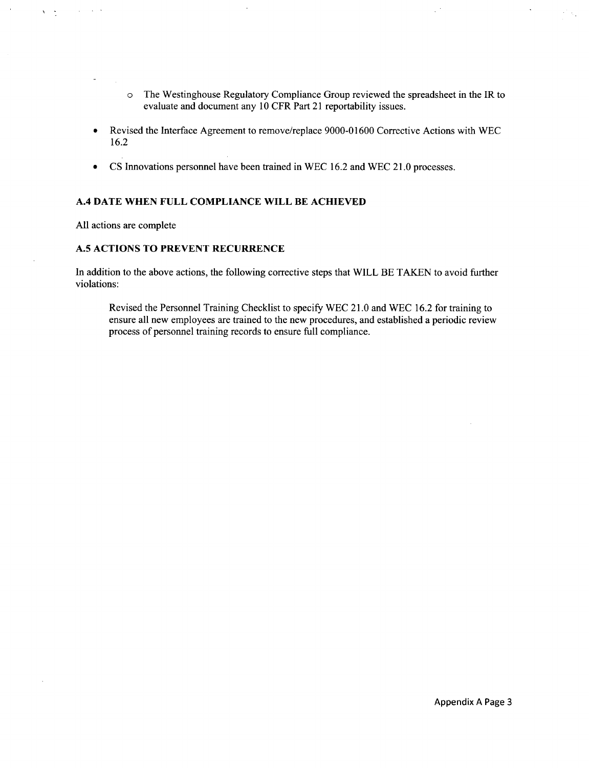- The Westinghouse Regulatory Compliance Group reviewed the spreadsheet in the IR to evaluate and document any 10 CFR Part 21 reportability issues.

- Revised the Interface Agreement to remove/replace 9000-01600 Corrective Actions with WEC 16.2

- CS Innovations personnel have been trained in WEC 16.2 and WEC 21.0 processes.

### A.4 DATE WHEN FULL COMPLIANCE WILL BE ACHIEVED

All actions are complete

### A.5 ACTIONS TO PREVENT RECURRENCE

In addition to the above actions, the following corrective steps that WILL BE TAKEN to avoid further violations:

> Revised the Personnel Training Checklist to specify WEC 21.0 and WEC 16.2 for training to ensure all new employees are trained to the new procedures, and established a periodic review process of personnel training records to ensure full compliance.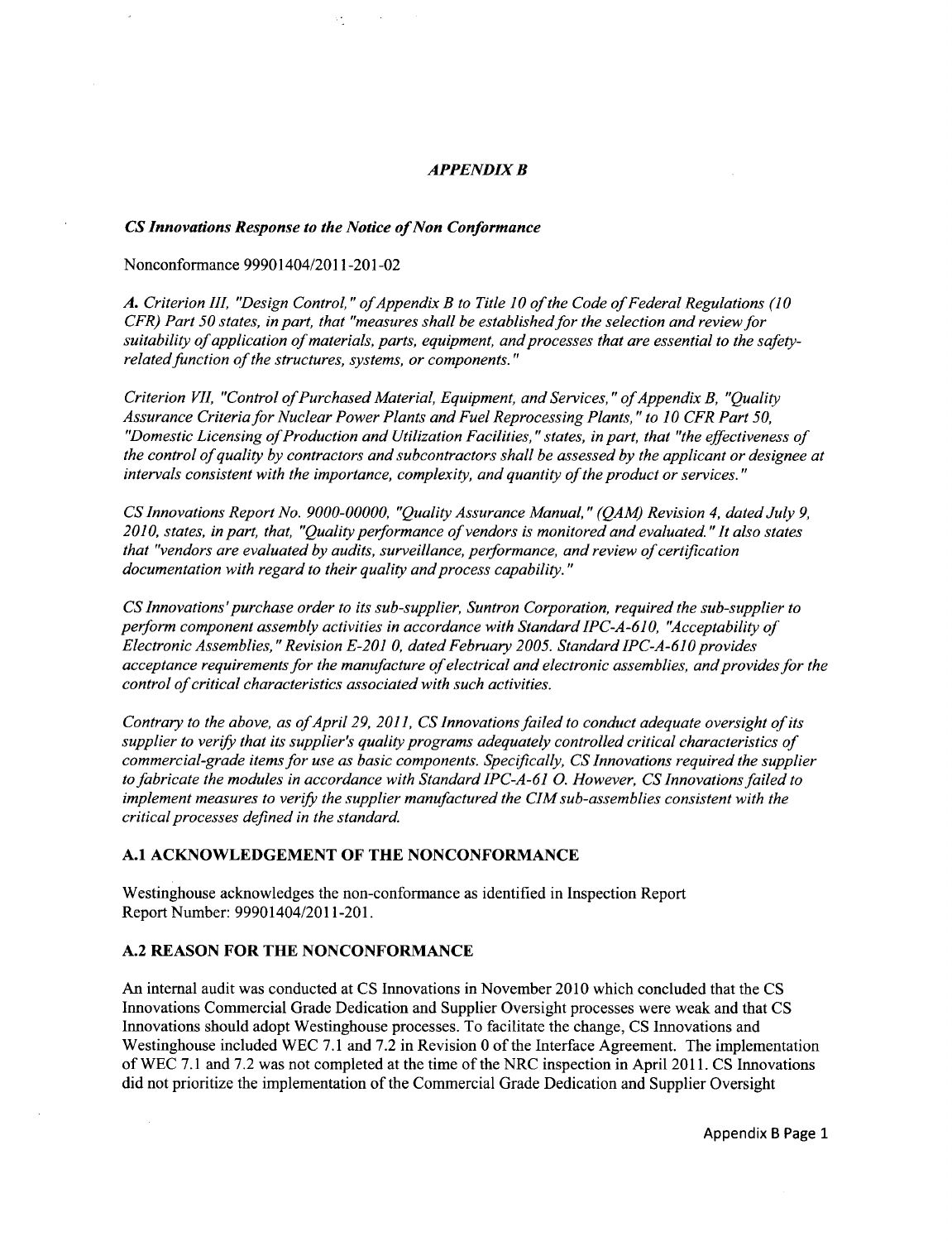## *APPENDIX B*

### *CS Innovations Response to the Notice of Non Conformance*

Nonconformance 99901404/2011-201-02

***A.*** *Criterion III, "Design Control," of Appendix B to Title 10 of the Code of Federal Regulations (10 CFR) Part 50 states, in part, that "measures shall be established for the selection and review for suitability of application of materials, parts, equipment, and processes that are essential to the safety-related function of the structures, systems, or components."*

*Criterion VII, "Control of Purchased Material, Equipment, and Services," of Appendix B, "Quality Assurance Criteria for Nuclear Power Plants and Fuel Reprocessing Plants," to 10 CFR Part 50, "Domestic Licensing of Production and Utilization Facilities," states, in part, that "the effectiveness of the control of quality by contractors and subcontractors shall be assessed by the applicant or designee at intervals consistent with the importance, complexity, and quantity of the product or services."*

*CS Innovations Report No. 9000-00000, "Quality Assurance Manual," (QAM) Revision 4, dated July 9, 2010, states, in part, that, "Quality performance of vendors is monitored and evaluated." It also states that "vendors are evaluated by audits, surveillance, performance, and review of certification documentation with regard to their quality and process capability."*

*CS Innovations' purchase order to its sub-supplier, Suntron Corporation, required the sub-supplier to perform component assembly activities in accordance with Standard IPC-A-610, "Acceptability of Electronic Assemblies," Revision E-2010, dated February 2005. Standard IPC-A-610 provides acceptance requirements for the manufacture of electrical and electronic assemblies, and provides for the control of critical characteristics associated with such activities.*

*Contrary to the above, as of April 29, 2011, CS Innovations failed to conduct adequate oversight of its supplier to verify that its supplier's quality programs adequately controlled critical characteristics of commercial-grade items for use as basic components. Specifically, CS Innovations required the supplier to fabricate the modules in accordance with Standard IPC-A-610. However, CS Innovations failed to implement measures to verify the supplier manufactured the CIM sub-assemblies consistent with the critical processes defined in the standard.*

### A.1 ACKNOWLEDGEMENT OF THE NONCONFORMANCE

Westinghouse acknowledges the non-conformance as identified in Inspection Report Report Number: 99901404/2011-201.

### A.2 REASON FOR THE NONCONFORMANCE

An internal audit was conducted at CS Innovations in November 2010 which concluded that the CS Innovations Commercial Grade Dedication and Supplier Oversight processes were weak and that CS Innovations should adopt Westinghouse processes. To facilitate the change, CS Innovations and Westinghouse included WEC 7.1 and 7.2 in Revision 0 of the Interface Agreement. The implementation of WEC 7.1 and 7.2 was not completed at the time of the NRC inspection in April 2011. CS Innovations did not prioritize the implementation of the Commercial Grade Dedication and Supplier Oversight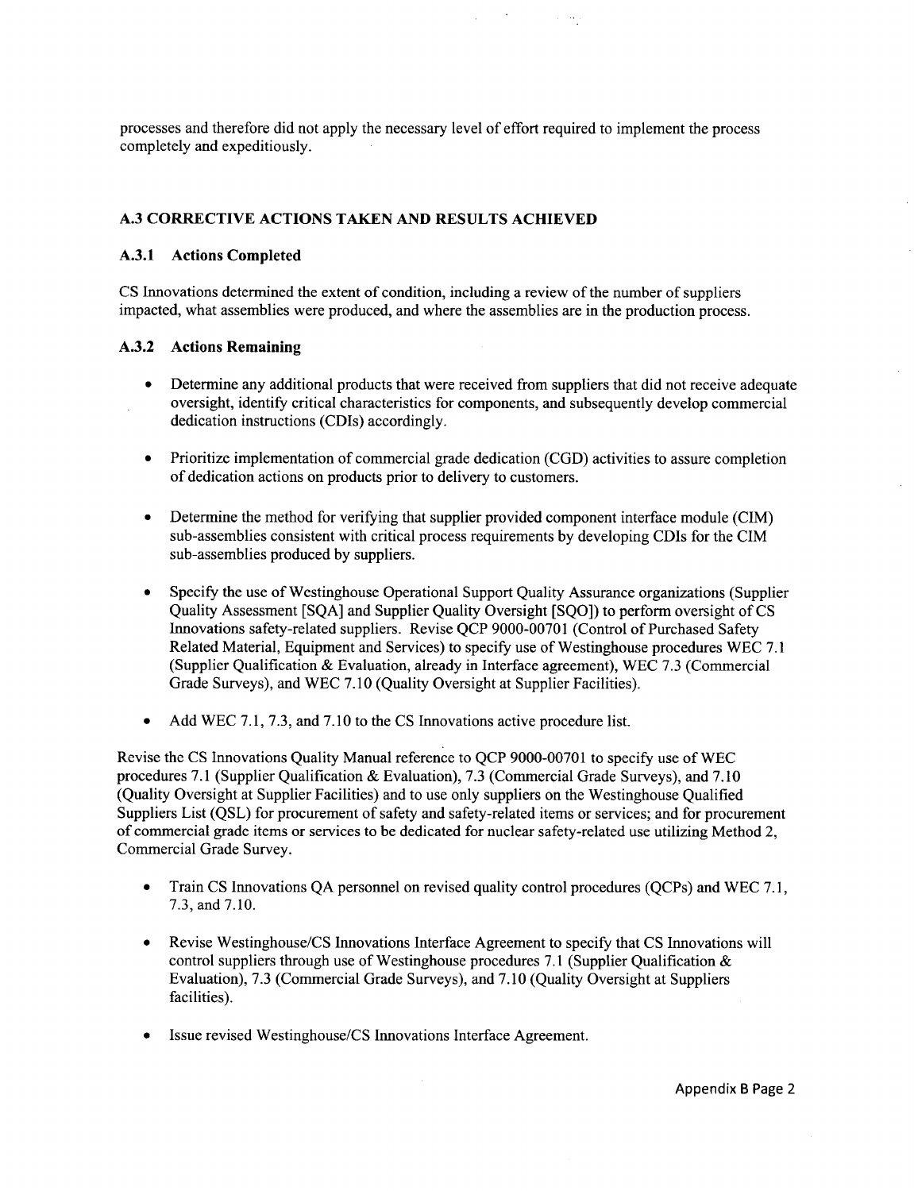processes and therefore did not apply the necessary level of effort required to implement the process completely and expeditiously.

### A.3 CORRECTIVE ACTIONS TAKEN AND RESULTS ACHIEVED

#### A.3.1 Actions Completed

CS Innovations determined the extent of condition, including a review of the number of suppliers impacted, what assemblies were produced, and where the assemblies are in the production process.

#### A.3.2 Actions Remaining

- Determine any additional products that were received from suppliers that did not receive adequate oversight, identify critical characteristics for components, and subsequently develop commercial dedication instructions (CDIs) accordingly.
- Prioritize implementation of commercial grade dedication (CGD) activities to assure completion of dedication actions on products prior to delivery to customers.
- Determine the method for verifying that supplier provided component interface module (CIM) sub-assemblies consistent with critical process requirements by developing CDIs for the CIM sub-assemblies produced by suppliers.
- Specify the use of Westinghouse Operational Support Quality Assurance organizations (Supplier Quality Assessment [SQA] and Supplier Quality Oversight [SQO]) to perform oversight of CS Innovations safety-related suppliers. Revise QCP 9000-00701 (Control of Purchased Safety Related Material, Equipment and Services) to specify use of Westinghouse procedures WEC 7.1 (Supplier Qualification & Evaluation, already in Interface agreement), WEC 7.3 (Commercial Grade Surveys), and WEC 7.10 (Quality Oversight at Supplier Facilities).
- Add WEC 7.1, 7.3, and 7.10 to the CS Innovations active procedure list.

Revise the CS Innovations Quality Manual reference to QCP 9000-00701 to specify use of WEC procedures 7.1 (Supplier Qualification & Evaluation), 7.3 (Commercial Grade Surveys), and 7.10 (Quality Oversight at Supplier Facilities) and to use only suppliers on the Westinghouse Qualified Suppliers List (QSL) for procurement of safety and safety-related items or services; and for procurement of commercial grade items or services to be dedicated for nuclear safety-related use utilizing Method 2, Commercial Grade Survey.

- Train CS Innovations QA personnel on revised quality control procedures (QCPs) and WEC 7.1, 7.3, and 7.10.
- Revise Westinghouse/CS Innovations Interface Agreement to specify that CS Innovations will control suppliers through use of Westinghouse procedures 7.1 (Supplier Qualification & Evaluation), 7.3 (Commercial Grade Surveys), and 7.10 (Quality Oversight at Suppliers facilities).
- Issue revised Westinghouse/CS Innovations Interface Agreement.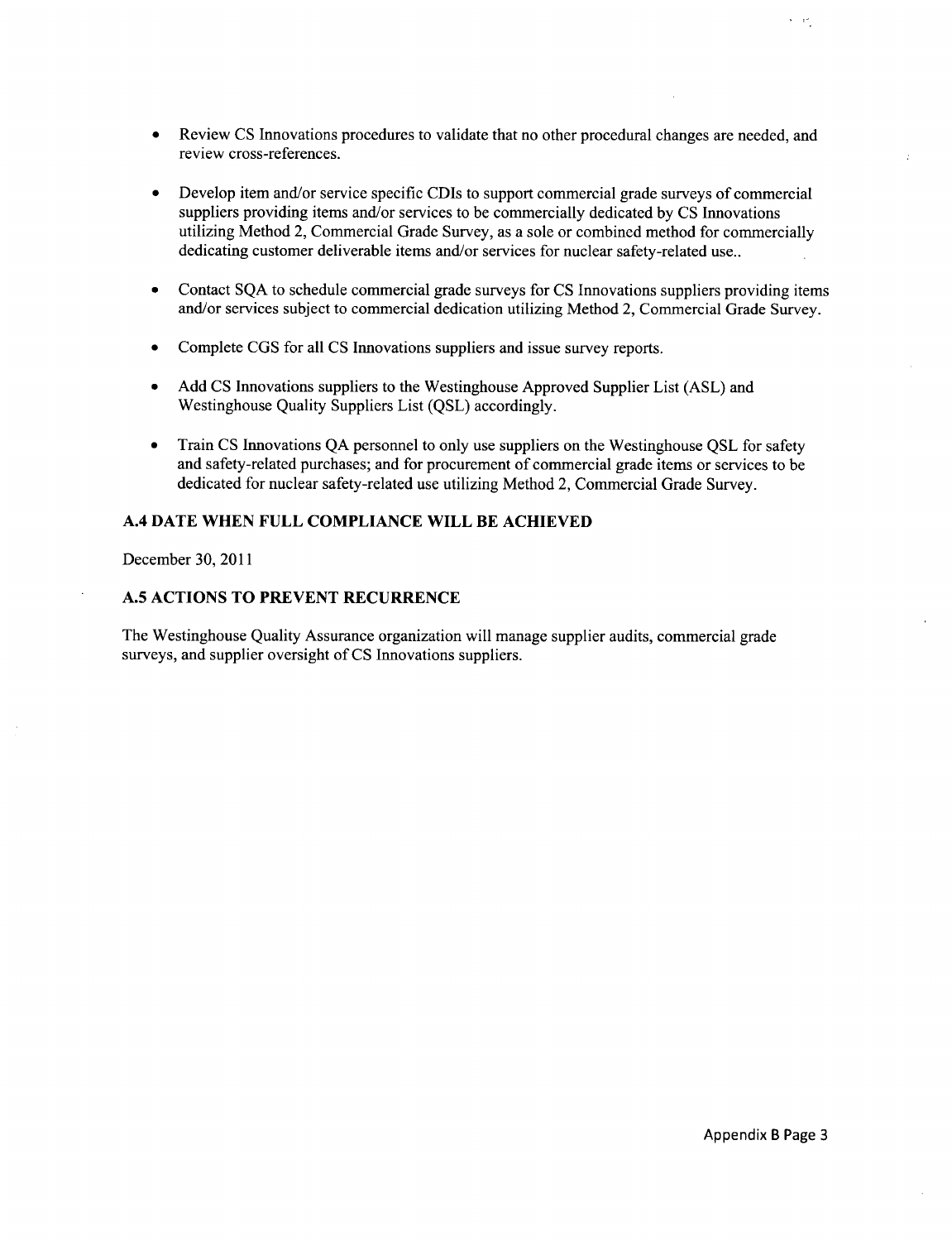- Review CS Innovations procedures to validate that no other procedural changes are needed, and review cross-references.
- Develop item and/or service specific CDIs to support commercial grade surveys of commercial suppliers providing items and/or services to be commercially dedicated by CS Innovations utilizing Method 2, Commercial Grade Survey, as a sole or combined method for commercially dedicating customer deliverable items and/or services for nuclear safety-related use..
- Contact SQA to schedule commercial grade surveys for CS Innovations suppliers providing items and/or services subject to commercial dedication utilizing Method 2, Commercial Grade Survey.
- Complete CGS for all CS Innovations suppliers and issue survey reports.
- Add CS Innovations suppliers to the Westinghouse Approved Supplier List (ASL) and Westinghouse Quality Suppliers List (QSL) accordingly.
- Train CS Innovations QA personnel to only use suppliers on the Westinghouse QSL for safety and safety-related purchases; and for procurement of commercial grade items or services to be dedicated for nuclear safety-related use utilizing Method 2, Commercial Grade Survey.

### A.4 DATE WHEN FULL COMPLIANCE WILL BE ACHIEVED

December 30, 2011

### A.5 ACTIONS TO PREVENT RECURRENCE

The Westinghouse Quality Assurance organization will manage supplier audits, commercial grade surveys, and supplier oversight of CS Innovations suppliers.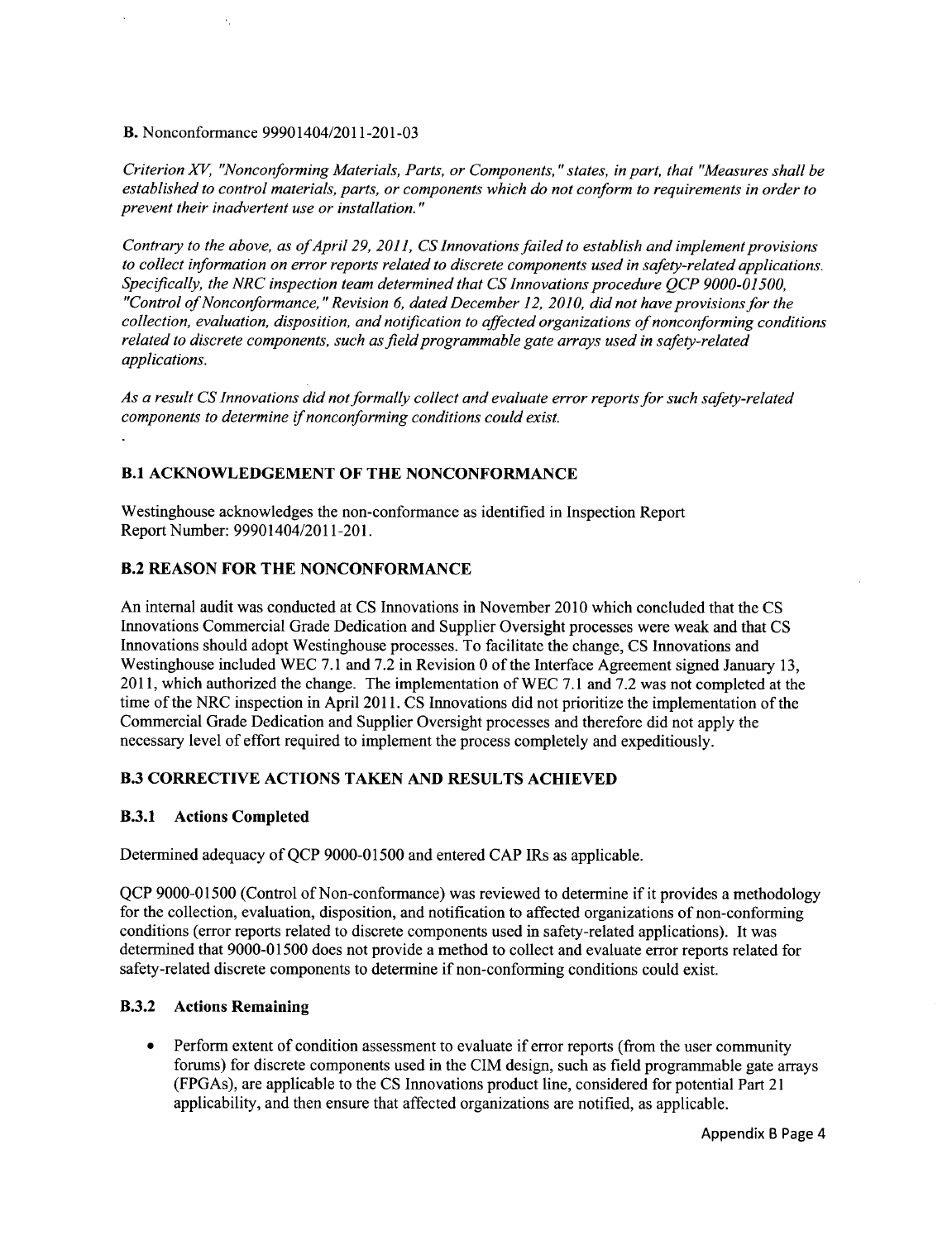**B.** Nonconformance 99901404/2011-201-03

*Criterion XV, "Nonconforming Materials, Parts, or Components," states, in part, that "Measures shall be established to control materials, parts, or components which do not conform to requirements in order to prevent their inadvertent use or installation."*

*Contrary to the above, as of April 29, 2011, CS Innovations failed to establish and implement provisions to collect information on error reports related to discrete components used in safety-related applications. Specifically, the NRC inspection team determined that CS Innovations procedure QCP 9000-01500, "Control of Nonconformance," Revision 6, dated December 12, 2010, did not have provisions for the collection, evaluation, disposition, and notification to affected organizations of nonconforming conditions related to discrete components, such as field programmable gate arrays used in safety-related applications.*

*As a result CS Innovations did not formally collect and evaluate error reports for such safety-related components to determine if nonconforming conditions could exist.*

### B.1 ACKNOWLEDGEMENT OF THE NONCONFORMANCE

Westinghouse acknowledges the non-conformance as identified in Inspection Report Report Number: 99901404/2011-201.

### B.2 REASON FOR THE NONCONFORMANCE

An internal audit was conducted at CS Innovations in November 2010 which concluded that the CS Innovations Commercial Grade Dedication and Supplier Oversight processes were weak and that CS Innovations should adopt Westinghouse processes. To facilitate the change, CS Innovations and Westinghouse included WEC 7.1 and 7.2 in Revision 0 of the Interface Agreement signed January 13, 2011, which authorized the change. The implementation of WEC 7.1 and 7.2 was not completed at the time of the NRC inspection in April 2011. CS Innovations did not prioritize the implementation of the Commercial Grade Dedication and Supplier Oversight processes and therefore did not apply the necessary level of effort required to implement the process completely and expeditiously.

### B.3 CORRECTIVE ACTIONS TAKEN AND RESULTS ACHIEVED

#### B.3.1 Actions Completed

Determined adequacy of QCP 9000-01500 and entered CAP IRs as applicable.

QCP 9000-01500 (Control of Non-conformance) was reviewed to determine if it provides a methodology for the collection, evaluation, disposition, and notification to affected organizations of non-conforming conditions (error reports related to discrete components used in safety-related applications). It was determined that 9000-01500 does not provide a method to collect and evaluate error reports related for safety-related discrete components to determine if non-conforming conditions could exist.

#### B.3.2 Actions Remaining

- Perform extent of condition assessment to evaluate if error reports (from the user community forums) for discrete components used in the CIM design, such as field programmable gate arrays (FPGAs), are applicable to the CS Innovations product line, considered for potential Part 21 applicability, and then ensure that affected organizations are notified, as applicable.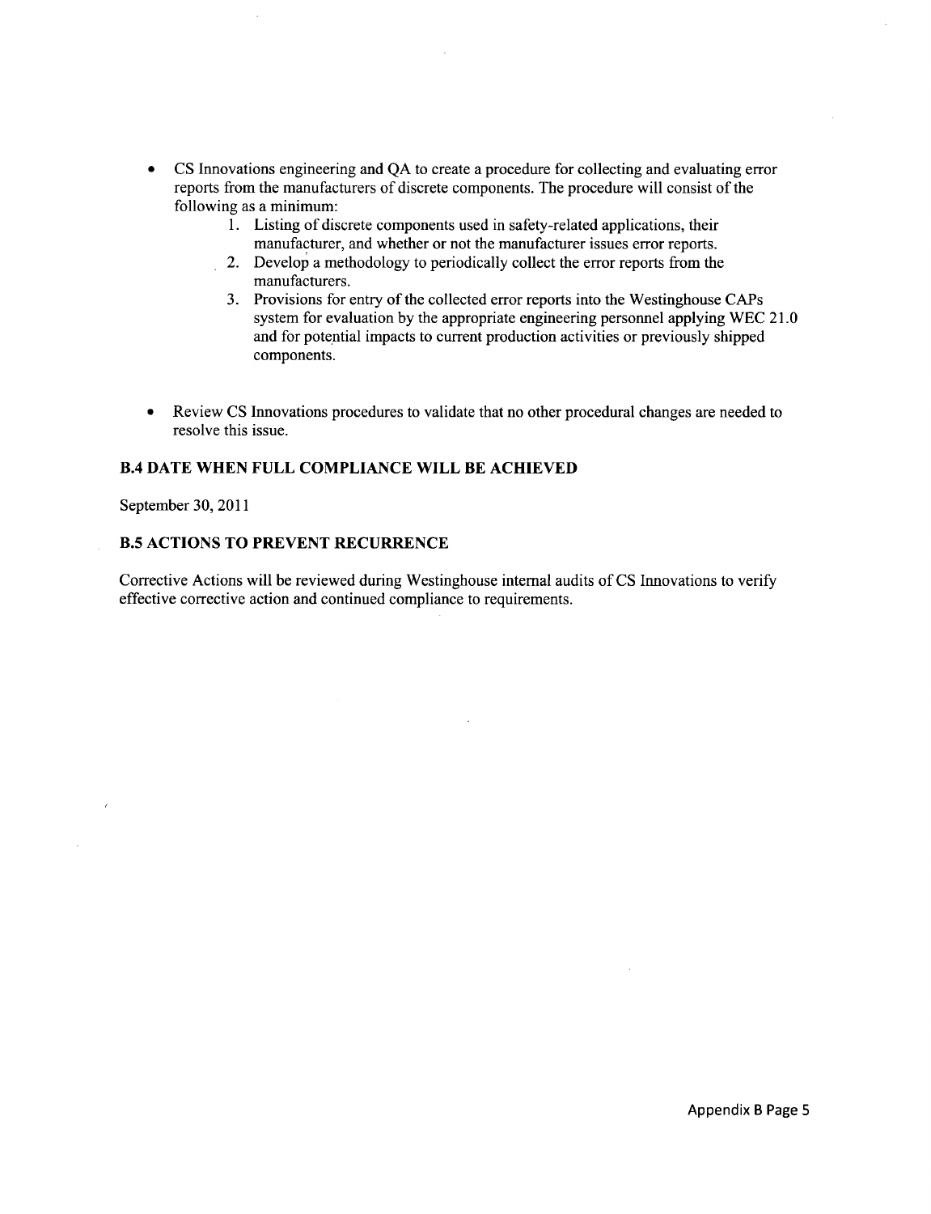- CS Innovations engineering and QA to create a procedure for collecting and evaluating error reports from the manufacturers of discrete components. The procedure will consist of the following as a minimum:
    1. Listing of discrete components used in safety-related applications, their manufacturer, and whether or not the manufacturer issues error reports.
    2. Develop a methodology to periodically collect the error reports from the manufacturers.
    3. Provisions for entry of the collected error reports into the Westinghouse CAPs system for evaluation by the appropriate engineering personnel applying WEC 21.0 and for potential impacts to current production activities or previously shipped components.

- Review CS Innovations procedures to validate that no other procedural changes are needed to resolve this issue.

### B.4 DATE WHEN FULL COMPLIANCE WILL BE ACHIEVED

September 30, 2011

### B.5 ACTIONS TO PREVENT RECURRENCE

Corrective Actions will be reviewed during Westinghouse internal audits of CS Innovations to verify effective corrective action and continued compliance to requirements.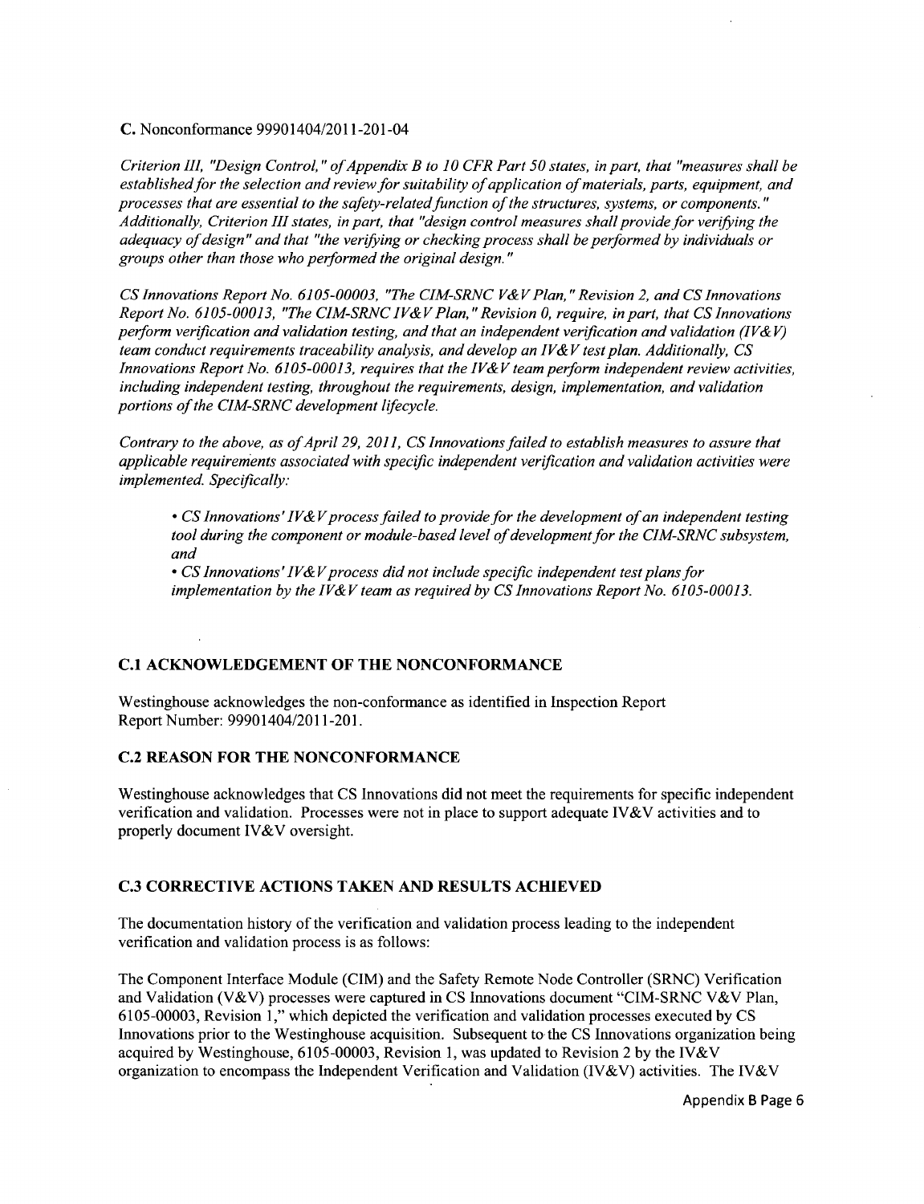**C.** Nonconformance 99901404/2011-201-04

*Criterion III, "Design Control," of Appendix B to 10 CFR Part 50 states, in part, that "measures shall be established for the selection and review for suitability of application of materials, parts, equipment, and processes that are essential to the safety-related function of the structures, systems, or components." Additionally, Criterion III states, in part, that "design control measures shall provide for verifying the adequacy of design" and that "the verifying or checking process shall be performed by individuals or groups other than those who performed the original design."*

*CS Innovations Report No. 6105-00003, "The CIM-SRNC V&V Plan," Revision 2, and CS Innovations Report No. 6105-00013, "The CIM-SRNC IV&V Plan," Revision 0, require, in part, that CS Innovations perform verification and validation testing, and that an independent verification and validation (IV&V) team conduct requirements traceability analysis, and develop an IV&V test plan. Additionally, CS Innovations Report No. 6105-00013, requires that the IV&V team perform independent review activities, including independent testing, throughout the requirements, design, implementation, and validation portions of the CIM-SRNC development lifecycle.*

*Contrary to the above, as of April 29, 2011, CS Innovations failed to establish measures to assure that applicable requirements associated with specific independent verification and validation activities were implemented. Specifically:*

- *CS Innovations' IV&V process failed to provide for the development of an independent testing tool during the component or module-based level of development for the CIM-SRNC subsystem, and*
- *CS Innovations' IV&V process did not include specific independent test plans for implementation by the IV&V team as required by CS Innovations Report No. 6105-00013.*

### C.1 ACKNOWLEDGEMENT OF THE NONCONFORMANCE

Westinghouse acknowledges the non-conformance as identified in Inspection Report Report Number: 99901404/2011-201.

### C.2 REASON FOR THE NONCONFORMANCE

Westinghouse acknowledges that CS Innovations did not meet the requirements for specific independent verification and validation. Processes were not in place to support adequate IV&V activities and to properly document IV&V oversight.

### C.3 CORRECTIVE ACTIONS TAKEN AND RESULTS ACHIEVED

The documentation history of the verification and validation process leading to the independent verification and validation process is as follows:

The Component Interface Module (CIM) and the Safety Remote Node Controller (SRNC) Verification and Validation (V&V) processes were captured in CS Innovations document "CIM-SRNC V&V Plan, 6105-00003, Revision 1," which depicted the verification and validation processes executed by CS Innovations prior to the Westinghouse acquisition. Subsequent to the CS Innovations organization being acquired by Westinghouse, 6105-00003, Revision 1, was updated to Revision 2 by the IV&V organization to encompass the Independent Verification and Validation (IV&V) activities. The IV&V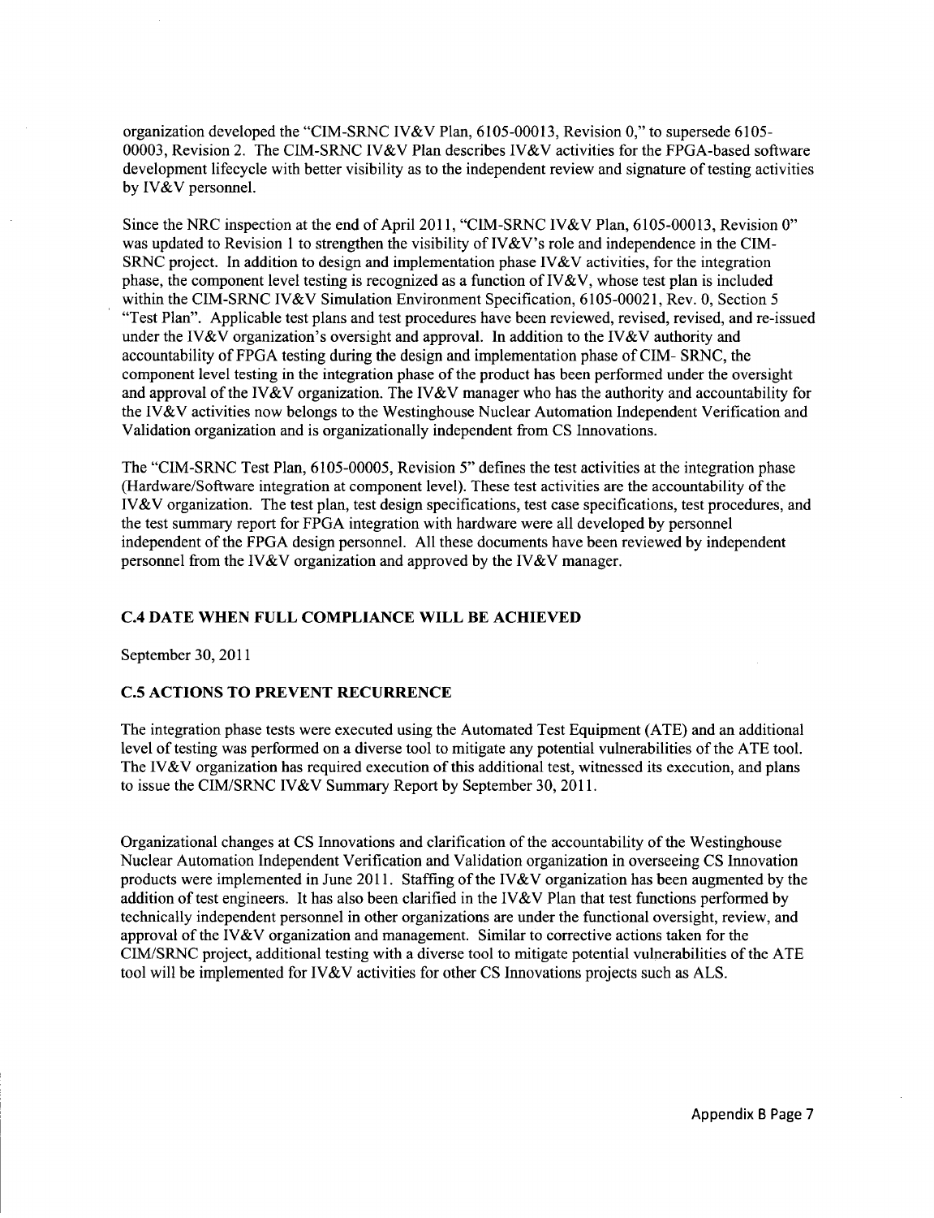organization developed the "CIM-SRNC IV&V Plan, 6105-00013, Revision 0," to supersede 6105-00003, Revision 2. The CIM-SRNC IV&V Plan describes IV&V activities for the FPGA-based software development lifecycle with better visibility as to the independent review and signature of testing activities by IV&V personnel.

Since the NRC inspection at the end of April 2011, "CIM-SRNC IV&V Plan, 6105-00013, Revision 0" was updated to Revision 1 to strengthen the visibility of IV&V's role and independence in the CIM-SRNC project. In addition to design and implementation phase IV&V activities, for the integration phase, the component level testing is recognized as a function of IV&V, whose test plan is included within the CIM-SRNC IV&V Simulation Environment Specification, 6105-00021, Rev. 0, Section 5 "Test Plan". Applicable test plans and test procedures have been reviewed, revised, revised, and re-issued under the IV&V organization's oversight and approval. In addition to the IV&V authority and accountability of FPGA testing during the design and implementation phase of CIM- SRNC, the component level testing in the integration phase of the product has been performed under the oversight and approval of the IV&V organization. The IV&V manager who has the authority and accountability for the IV&V activities now belongs to the Westinghouse Nuclear Automation Independent Verification and Validation organization and is organizationally independent from CS Innovations.

The "CIM-SRNC Test Plan, 6105-00005, Revision 5" defines the test activities at the integration phase (Hardware/Software integration at component level). These test activities are the accountability of the IV&V organization. The test plan, test design specifications, test case specifications, test procedures, and the test summary report for FPGA integration with hardware were all developed by personnel independent of the FPGA design personnel. All these documents have been reviewed by independent personnel from the IV&V organization and approved by the IV&V manager.

### C.4 DATE WHEN FULL COMPLIANCE WILL BE ACHIEVED

September 30, 2011

### C.5 ACTIONS TO PREVENT RECURRENCE

The integration phase tests were executed using the Automated Test Equipment (ATE) and an additional level of testing was performed on a diverse tool to mitigate any potential vulnerabilities of the ATE tool. The IV&V organization has required execution of this additional test, witnessed its execution, and plans to issue the CIM/SRNC IV&V Summary Report by September 30, 2011.

Organizational changes at CS Innovations and clarification of the accountability of the Westinghouse Nuclear Automation Independent Verification and Validation organization in overseeing CS Innovation products were implemented in June 2011. Staffing of the IV&V organization has been augmented by the addition of test engineers. It has also been clarified in the IV&V Plan that test functions performed by technically independent personnel in other organizations are under the functional oversight, review, and approval of the IV&V organization and management. Similar to corrective actions taken for the CIM/SRNC project, additional testing with a diverse tool to mitigate potential vulnerabilities of the ATE tool will be implemented for IV&V activities for other CS Innovations projects such as ALS.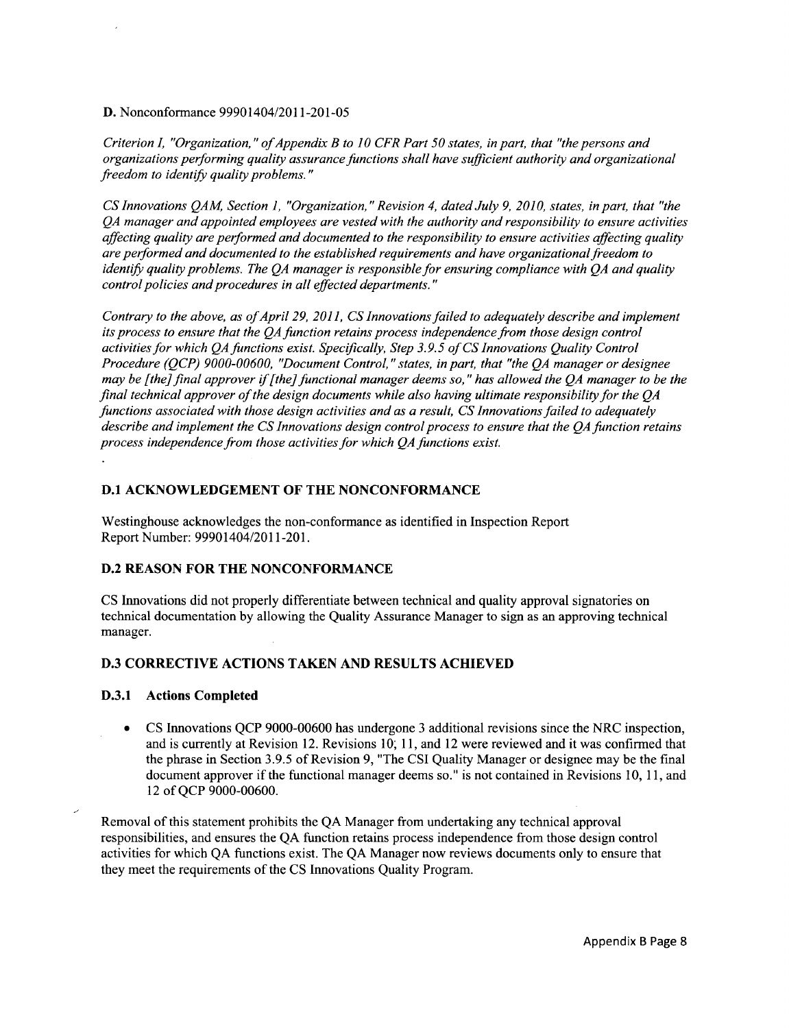**D.** Nonconformance 99901404/2011-201-05

*Criterion I, "Organization," of Appendix B to 10 CFR Part 50 states, in part, that "the persons and organizations performing quality assurance functions shall have sufficient authority and organizational freedom to identify quality problems."*

*CS Innovations QAM, Section 1, "Organization," Revision 4, dated July 9, 2010, states, in part, that "the QA manager and appointed employees are vested with the authority and responsibility to ensure activities affecting quality are performed and documented to the responsibility to ensure activities affecting quality are performed and documented to the established requirements and have organizational freedom to identify quality problems. The QA manager is responsible for ensuring compliance with QA and quality control policies and procedures in all effected departments."*

*Contrary to the above, as of April 29, 2011, CS Innovations failed to adequately describe and implement its process to ensure that the QA function retains process independence from those design control activities for which QA functions exist. Specifically, Step 3.9.5 of CS Innovations Quality Control Procedure (QCP) 9000-00600, "Document Control," states, in part, that "the QA manager or designee may be [the] final approver if [the] functional manager deems so," has allowed the QA manager to be the final technical approver of the design documents while also having ultimate responsibility for the QA functions associated with those design activities and as a result, CS Innovations failed to adequately describe and implement the CS Innovations design control process to ensure that the QA function retains process independence from those activities for which QA functions exist.*

### D.1 ACKNOWLEDGEMENT OF THE NONCONFORMANCE

Westinghouse acknowledges the non-conformance as identified in Inspection Report Report Number: 99901404/2011-201.

### D.2 REASON FOR THE NONCONFORMANCE

CS Innovations did not properly differentiate between technical and quality approval signatories on technical documentation by allowing the Quality Assurance Manager to sign as an approving technical manager.

### D.3 CORRECTIVE ACTIONS TAKEN AND RESULTS ACHIEVED

#### D.3.1 Actions Completed

- CS Innovations QCP 9000-00600 has undergone 3 additional revisions since the NRC inspection, and is currently at Revision 12. Revisions 10, 11, and 12 were reviewed and it was confirmed that the phrase in Section 3.9.5 of Revision 9, "The CSI Quality Manager or designee may be the final document approver if the functional manager deems so." is not contained in Revisions 10, 11, and 12 of QCP 9000-00600.

Removal of this statement prohibits the QA Manager from undertaking any technical approval responsibilities, and ensures the QA function retains process independence from those design control activities for which QA functions exist. The QA Manager now reviews documents only to ensure that they meet the requirements of the CS Innovations Quality Program.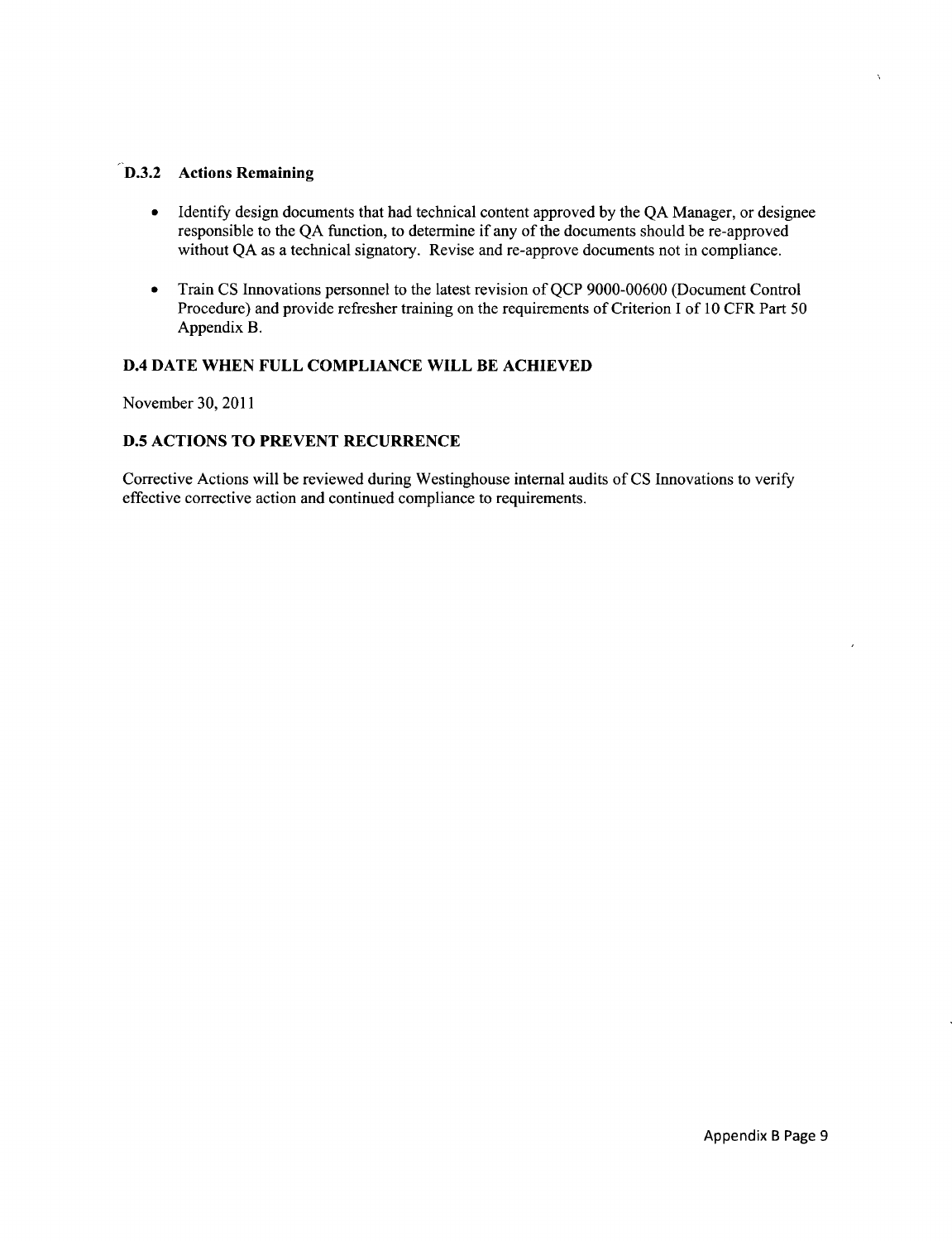### D.3.2 Actions Remaining

- Identify design documents that had technical content approved by the QA Manager, or designee responsible to the QA function, to determine if any of the documents should be re-approved without QA as a technical signatory. Revise and re-approve documents not in compliance.
- Train CS Innovations personnel to the latest revision of QCP 9000-00600 (Document Control Procedure) and provide refresher training on the requirements of Criterion I of 10 CFR Part 50 Appendix B.

### D.4 DATE WHEN FULL COMPLIANCE WILL BE ACHIEVED

November 30, 2011

### D.5 ACTIONS TO PREVENT RECURRENCE

Corrective Actions will be reviewed during Westinghouse internal audits of CS Innovations to verify effective corrective action and continued compliance to requirements.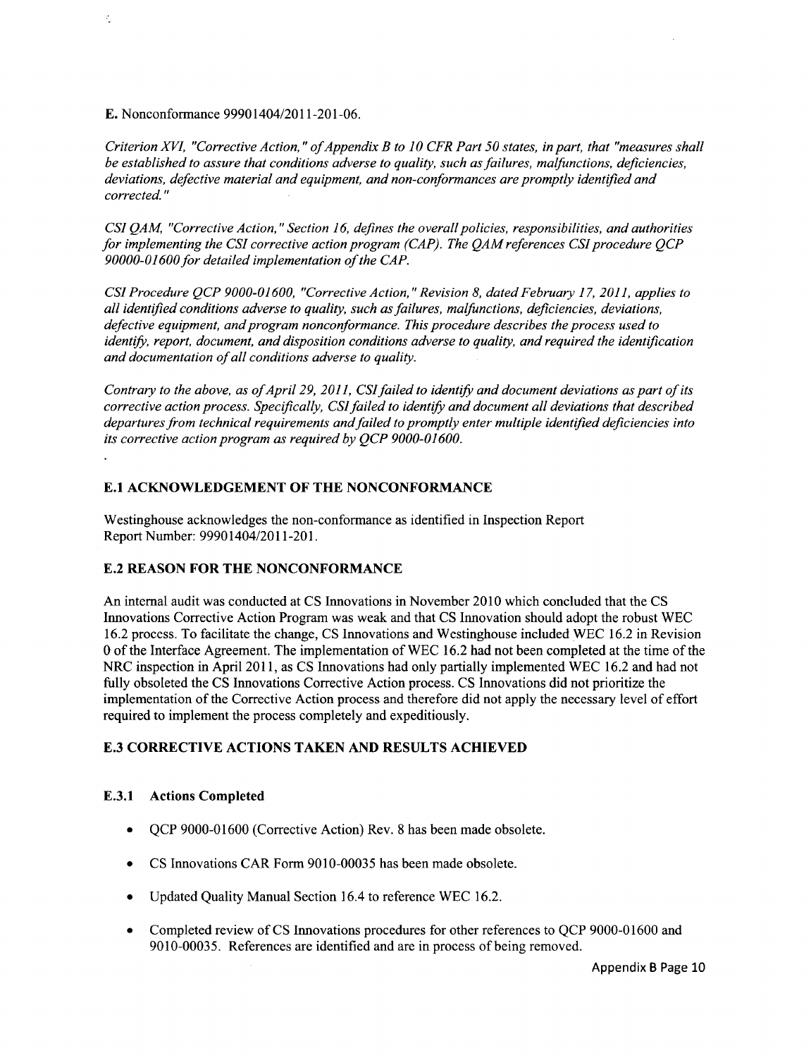**E.** Nonconformance 99901404/2011-201-06.

*Criterion XVI, "Corrective Action," of Appendix B to 10 CFR Part 50 states, in part, that "measures shall be established to assure that conditions adverse to quality, such as failures, malfunctions, deficiencies, deviations, defective material and equipment, and non-conformances are promptly identified and corrected."*

*CSI QAM, "Corrective Action," Section 16, defines the overall policies, responsibilities, and authorities for implementing the CSI corrective action program (CAP). The QAM references CSI procedure QCP 90000-01600 for detailed implementation of the CAP.*

*CSI Procedure QCP 9000-01600, "Corrective Action," Revision 8, dated February 17, 2011, applies to all identified conditions adverse to quality, such as failures, malfunctions, deficiencies, deviations, defective equipment, and program nonconformance. This procedure describes the process used to identify, report, document, and disposition conditions adverse to quality, and required the identification and documentation of all conditions adverse to quality.*

*Contrary to the above, as of April 29, 2011, CSI failed to identify and document deviations as part of its corrective action process. Specifically, CSI failed to identify and document all deviations that described departures from technical requirements and failed to promptly enter multiple identified deficiencies into its corrective action program as required by QCP 9000-01600.*

### E.1 ACKNOWLEDGEMENT OF THE NONCONFORMANCE

Westinghouse acknowledges the non-conformance as identified in Inspection Report Report Number: 99901404/2011-201.

### E.2 REASON FOR THE NONCONFORMANCE

An internal audit was conducted at CS Innovations in November 2010 which concluded that the CS Innovations Corrective Action Program was weak and that CS Innovation should adopt the robust WEC 16.2 process. To facilitate the change, CS Innovations and Westinghouse included WEC 16.2 in Revision 0 of the Interface Agreement. The implementation of WEC 16.2 had not been completed at the time of the NRC inspection in April 2011, as CS Innovations had only partially implemented WEC 16.2 and had not fully obsoleted the CS Innovations Corrective Action process. CS Innovations did not prioritize the implementation of the Corrective Action process and therefore did not apply the necessary level of effort required to implement the process completely and expeditiously.

### E.3 CORRECTIVE ACTIONS TAKEN AND RESULTS ACHIEVED

#### E.3.1 Actions Completed

- QCP 9000-01600 (Corrective Action) Rev. 8 has been made obsolete.
- CS Innovations CAR Form 9010-00035 has been made obsolete.
- Updated Quality Manual Section 16.4 to reference WEC 16.2.
- Completed review of CS Innovations procedures for other references to QCP 9000-01600 and 9010-00035. References are identified and are in process of being removed.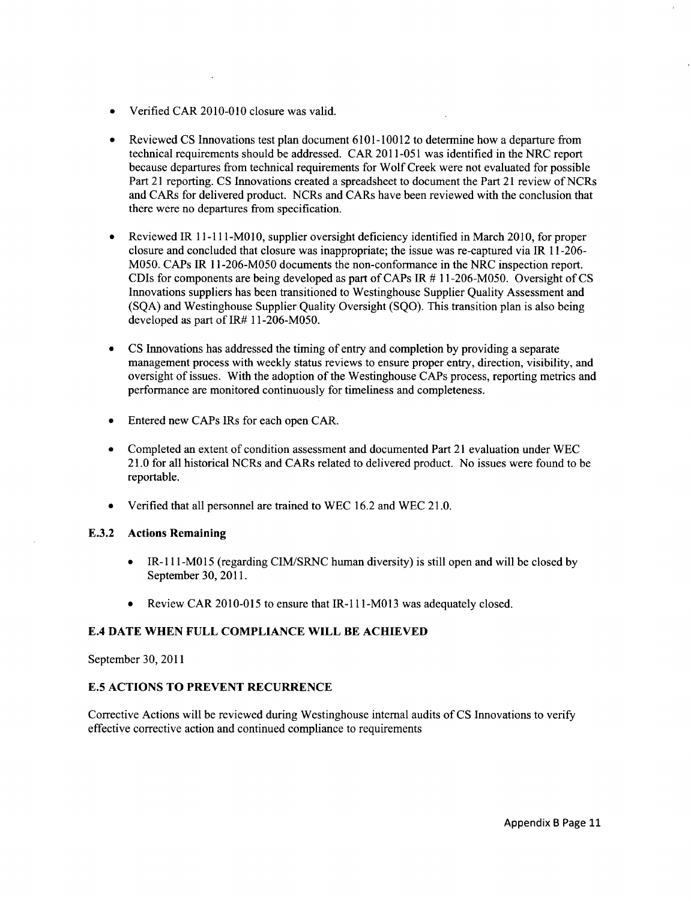- Verified CAR 2010-010 closure was valid.

- Reviewed CS Innovations test plan document 6101-10012 to determine how a departure from technical requirements should be addressed. CAR 2011-051 was identified in the NRC report because departures from technical requirements for Wolf Creek were not evaluated for possible Part 21 reporting. CS Innovations created a spreadsheet to document the Part 21 review of NCRs and CARs for delivered product. NCRs and CARs have been reviewed with the conclusion that there were no departures from specification.

- Reviewed IR 11-111-M010, supplier oversight deficiency identified in March 2010, for proper closure and concluded that closure was inappropriate; the issue was re-captured via IR 11-206-M050. CAPs IR 11-206-M050 documents the non-conformance in the NRC inspection report. CDIs for components are being developed as part of CAPs IR # 11-206-M050. Oversight of CS Innovations suppliers has been transitioned to Westinghouse Supplier Quality Assessment and (SQA) and Westinghouse Supplier Quality Oversight (SQO). This transition plan is also being developed as part of IR# 11-206-M050.

- CS Innovations has addressed the timing of entry and completion by providing a separate management process with weekly status reviews to ensure proper entry, direction, visibility, and oversight of issues. With the adoption of the Westinghouse CAPs process, reporting metrics and performance are monitored continuously for timeliness and completeness.

- Entered new CAPs IRs for each open CAR.

- Completed an extent of condition assessment and documented Part 21 evaluation under WEC 21.0 for all historical NCRs and CARs related to delivered product. No issues were found to be reportable.

- Verified that all personnel are trained to WEC 16.2 and WEC 21.0.

### E.3.2 Actions Remaining

- IR-111-M015 (regarding CIM/SRNC human diversity) is still open and will be closed by September 30, 2011.

- Review CAR 2010-015 to ensure that IR-111-M013 was adequately closed.

### E.4 DATE WHEN FULL COMPLIANCE WILL BE ACHIEVED

September 30, 2011

### E.5 ACTIONS TO PREVENT RECURRENCE

Corrective Actions will be reviewed during Westinghouse internal audits of CS Innovations to verify effective corrective action and continued compliance to requirements